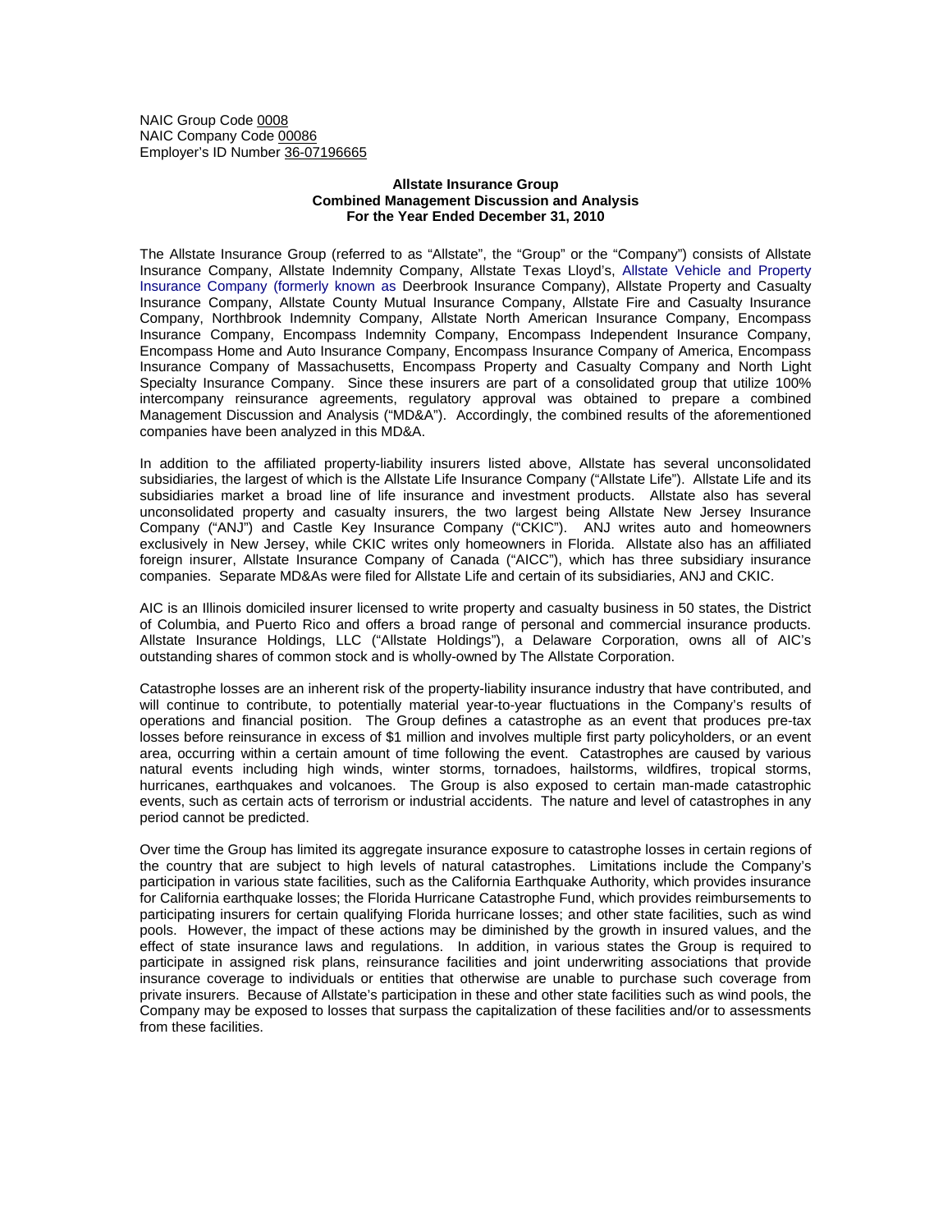NAIC Group Code 0008
NAIC Company Code 00086
Employer's ID Number 36-07196665

**Allstate Insurance Group**
**Combined Management Discussion and Analysis**
**For the Year Ended December 31, 2010**

The Allstate Insurance Group (referred to as "Allstate", the "Group" or the "Company") consists of Allstate Insurance Company, Allstate Indemnity Company, Allstate Texas Lloyd's, Allstate Vehicle and Property Insurance Company (formerly known as Deerbrook Insurance Company), Allstate Property and Casualty Insurance Company, Allstate County Mutual Insurance Company, Allstate Fire and Casualty Insurance Company, Northbrook Indemnity Company, Allstate North American Insurance Company, Encompass Insurance Company, Encompass Indemnity Company, Encompass Independent Insurance Company, Encompass Home and Auto Insurance Company, Encompass Insurance Company of America, Encompass Insurance Company of Massachusetts, Encompass Property and Casualty Company and North Light Specialty Insurance Company. Since these insurers are part of a consolidated group that utilize 100% intercompany reinsurance agreements, regulatory approval was obtained to prepare a combined Management Discussion and Analysis ("MD&A"). Accordingly, the combined results of the aforementioned companies have been analyzed in this MD&A.

In addition to the affiliated property-liability insurers listed above, Allstate has several unconsolidated subsidiaries, the largest of which is the Allstate Life Insurance Company ("Allstate Life"). Allstate Life and its subsidiaries market a broad line of life insurance and investment products. Allstate also has several unconsolidated property and casualty insurers, the two largest being Allstate New Jersey Insurance Company ("ANJ") and Castle Key Insurance Company ("CKIC"). ANJ writes auto and homeowners exclusively in New Jersey, while CKIC writes only homeowners in Florida. Allstate also has an affiliated foreign insurer, Allstate Insurance Company of Canada ("AICC"), which has three subsidiary insurance companies. Separate MD&As were filed for Allstate Life and certain of its subsidiaries, ANJ and CKIC.

AIC is an Illinois domiciled insurer licensed to write property and casualty business in 50 states, the District of Columbia, and Puerto Rico and offers a broad range of personal and commercial insurance products. Allstate Insurance Holdings, LLC ("Allstate Holdings"), a Delaware Corporation, owns all of AIC's outstanding shares of common stock and is wholly-owned by The Allstate Corporation.

Catastrophe losses are an inherent risk of the property-liability insurance industry that have contributed, and will continue to contribute, to potentially material year-to-year fluctuations in the Company's results of operations and financial position. The Group defines a catastrophe as an event that produces pre-tax losses before reinsurance in excess of $1 million and involves multiple first party policyholders, or an event area, occurring within a certain amount of time following the event. Catastrophes are caused by various natural events including high winds, winter storms, tornadoes, hailstorms, wildfires, tropical storms, hurricanes, earthquakes and volcanoes. The Group is also exposed to certain man-made catastrophic events, such as certain acts of terrorism or industrial accidents. The nature and level of catastrophes in any period cannot be predicted.

Over time the Group has limited its aggregate insurance exposure to catastrophe losses in certain regions of the country that are subject to high levels of natural catastrophes. Limitations include the Company's participation in various state facilities, such as the California Earthquake Authority, which provides insurance for California earthquake losses; the Florida Hurricane Catastrophe Fund, which provides reimbursements to participating insurers for certain qualifying Florida hurricane losses; and other state facilities, such as wind pools. However, the impact of these actions may be diminished by the growth in insured values, and the effect of state insurance laws and regulations. In addition, in various states the Group is required to participate in assigned risk plans, reinsurance facilities and joint underwriting associations that provide insurance coverage to individuals or entities that otherwise are unable to purchase such coverage from private insurers. Because of Allstate's participation in these and other state facilities such as wind pools, the Company may be exposed to losses that surpass the capitalization of these facilities and/or to assessments from these facilities.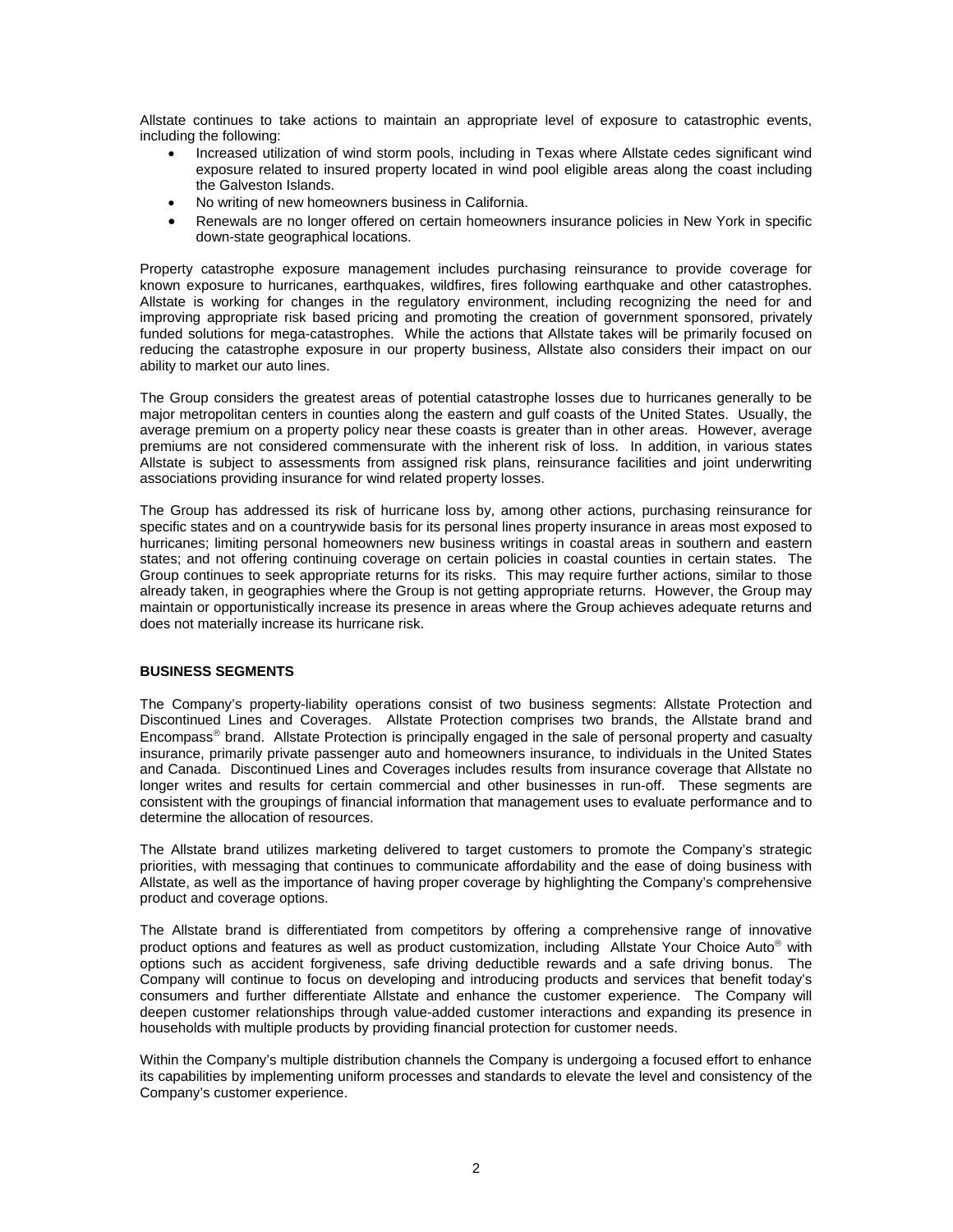Allstate continues to take actions to maintain an appropriate level of exposure to catastrophic events, including the following:

- Increased utilization of wind storm pools, including in Texas where Allstate cedes significant wind exposure related to insured property located in wind pool eligible areas along the coast including the Galveston Islands.
- No writing of new homeowners business in California.
- Renewals are no longer offered on certain homeowners insurance policies in New York in specific down-state geographical locations.

Property catastrophe exposure management includes purchasing reinsurance to provide coverage for known exposure to hurricanes, earthquakes, wildfires, fires following earthquake and other catastrophes. Allstate is working for changes in the regulatory environment, including recognizing the need for and improving appropriate risk based pricing and promoting the creation of government sponsored, privately funded solutions for mega-catastrophes. While the actions that Allstate takes will be primarily focused on reducing the catastrophe exposure in our property business, Allstate also considers their impact on our ability to market our auto lines.

The Group considers the greatest areas of potential catastrophe losses due to hurricanes generally to be major metropolitan centers in counties along the eastern and gulf coasts of the United States. Usually, the average premium on a property policy near these coasts is greater than in other areas. However, average premiums are not considered commensurate with the inherent risk of loss. In addition, in various states Allstate is subject to assessments from assigned risk plans, reinsurance facilities and joint underwriting associations providing insurance for wind related property losses.

The Group has addressed its risk of hurricane loss by, among other actions, purchasing reinsurance for specific states and on a countrywide basis for its personal lines property insurance in areas most exposed to hurricanes; limiting personal homeowners new business writings in coastal areas in southern and eastern states; and not offering continuing coverage on certain policies in coastal counties in certain states. The Group continues to seek appropriate returns for its risks. This may require further actions, similar to those already taken, in geographies where the Group is not getting appropriate returns. However, the Group may maintain or opportunistically increase its presence in areas where the Group achieves adequate returns and does not materially increase its hurricane risk.

## BUSINESS SEGMENTS

The Company's property-liability operations consist of two business segments: Allstate Protection and Discontinued Lines and Coverages. Allstate Protection comprises two brands, the Allstate brand and Encompass® brand. Allstate Protection is principally engaged in the sale of personal property and casualty insurance, primarily private passenger auto and homeowners insurance, to individuals in the United States and Canada. Discontinued Lines and Coverages includes results from insurance coverage that Allstate no longer writes and results for certain commercial and other businesses in run-off. These segments are consistent with the groupings of financial information that management uses to evaluate performance and to determine the allocation of resources.

The Allstate brand utilizes marketing delivered to target customers to promote the Company's strategic priorities, with messaging that continues to communicate affordability and the ease of doing business with Allstate, as well as the importance of having proper coverage by highlighting the Company's comprehensive product and coverage options.

The Allstate brand is differentiated from competitors by offering a comprehensive range of innovative product options and features as well as product customization, including Allstate Your Choice Auto® with options such as accident forgiveness, safe driving deductible rewards and a safe driving bonus. The Company will continue to focus on developing and introducing products and services that benefit today's consumers and further differentiate Allstate and enhance the customer experience. The Company will deepen customer relationships through value-added customer interactions and expanding its presence in households with multiple products by providing financial protection for customer needs.

Within the Company's multiple distribution channels the Company is undergoing a focused effort to enhance its capabilities by implementing uniform processes and standards to elevate the level and consistency of the Company's customer experience.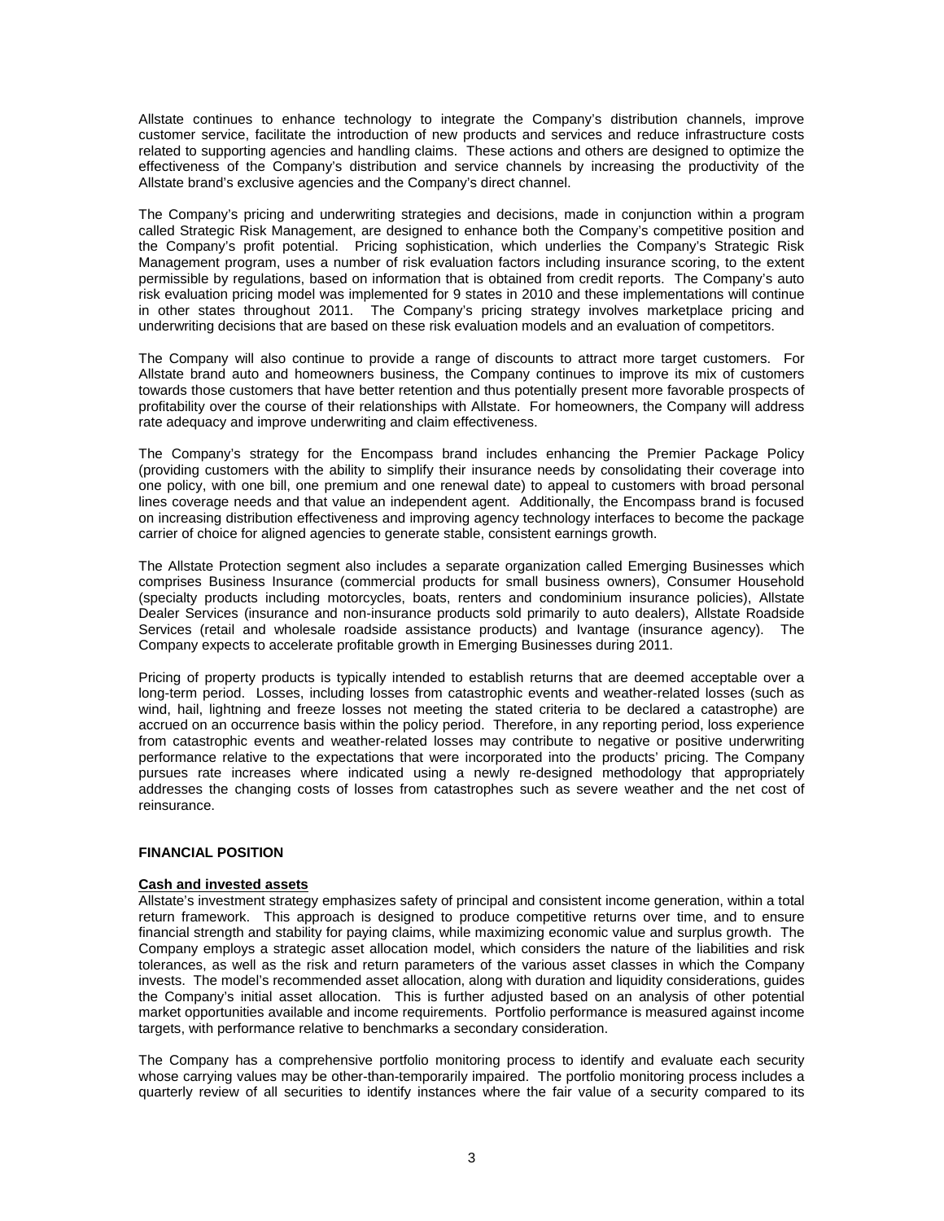Allstate continues to enhance technology to integrate the Company's distribution channels, improve customer service, facilitate the introduction of new products and services and reduce infrastructure costs related to supporting agencies and handling claims. These actions and others are designed to optimize the effectiveness of the Company's distribution and service channels by increasing the productivity of the Allstate brand's exclusive agencies and the Company's direct channel.

The Company's pricing and underwriting strategies and decisions, made in conjunction within a program called Strategic Risk Management, are designed to enhance both the Company's competitive position and the Company's profit potential. Pricing sophistication, which underlies the Company's Strategic Risk Management program, uses a number of risk evaluation factors including insurance scoring, to the extent permissible by regulations, based on information that is obtained from credit reports. The Company's auto risk evaluation pricing model was implemented for 9 states in 2010 and these implementations will continue in other states throughout 2011. The Company's pricing strategy involves marketplace pricing and underwriting decisions that are based on these risk evaluation models and an evaluation of competitors.

The Company will also continue to provide a range of discounts to attract more target customers. For Allstate brand auto and homeowners business, the Company continues to improve its mix of customers towards those customers that have better retention and thus potentially present more favorable prospects of profitability over the course of their relationships with Allstate. For homeowners, the Company will address rate adequacy and improve underwriting and claim effectiveness.

The Company's strategy for the Encompass brand includes enhancing the Premier Package Policy (providing customers with the ability to simplify their insurance needs by consolidating their coverage into one policy, with one bill, one premium and one renewal date) to appeal to customers with broad personal lines coverage needs and that value an independent agent. Additionally, the Encompass brand is focused on increasing distribution effectiveness and improving agency technology interfaces to become the package carrier of choice for aligned agencies to generate stable, consistent earnings growth.

The Allstate Protection segment also includes a separate organization called Emerging Businesses which comprises Business Insurance (commercial products for small business owners), Consumer Household (specialty products including motorcycles, boats, renters and condominium insurance policies), Allstate Dealer Services (insurance and non-insurance products sold primarily to auto dealers), Allstate Roadside Services (retail and wholesale roadside assistance products) and Ivantage (insurance agency). The Company expects to accelerate profitable growth in Emerging Businesses during 2011.

Pricing of property products is typically intended to establish returns that are deemed acceptable over a long-term period. Losses, including losses from catastrophic events and weather-related losses (such as wind, hail, lightning and freeze losses not meeting the stated criteria to be declared a catastrophe) are accrued on an occurrence basis within the policy period. Therefore, in any reporting period, loss experience from catastrophic events and weather-related losses may contribute to negative or positive underwriting performance relative to the expectations that were incorporated into the products' pricing. The Company pursues rate increases where indicated using a newly re-designed methodology that appropriately addresses the changing costs of losses from catastrophes such as severe weather and the net cost of reinsurance.

## FINANCIAL POSITION

### Cash and invested assets

Allstate's investment strategy emphasizes safety of principal and consistent income generation, within a total return framework. This approach is designed to produce competitive returns over time, and to ensure financial strength and stability for paying claims, while maximizing economic value and surplus growth. The Company employs a strategic asset allocation model, which considers the nature of the liabilities and risk tolerances, as well as the risk and return parameters of the various asset classes in which the Company invests. The model's recommended asset allocation, along with duration and liquidity considerations, guides the Company's initial asset allocation. This is further adjusted based on an analysis of other potential market opportunities available and income requirements. Portfolio performance is measured against income targets, with performance relative to benchmarks a secondary consideration.

The Company has a comprehensive portfolio monitoring process to identify and evaluate each security whose carrying values may be other-than-temporarily impaired. The portfolio monitoring process includes a quarterly review of all securities to identify instances where the fair value of a security compared to its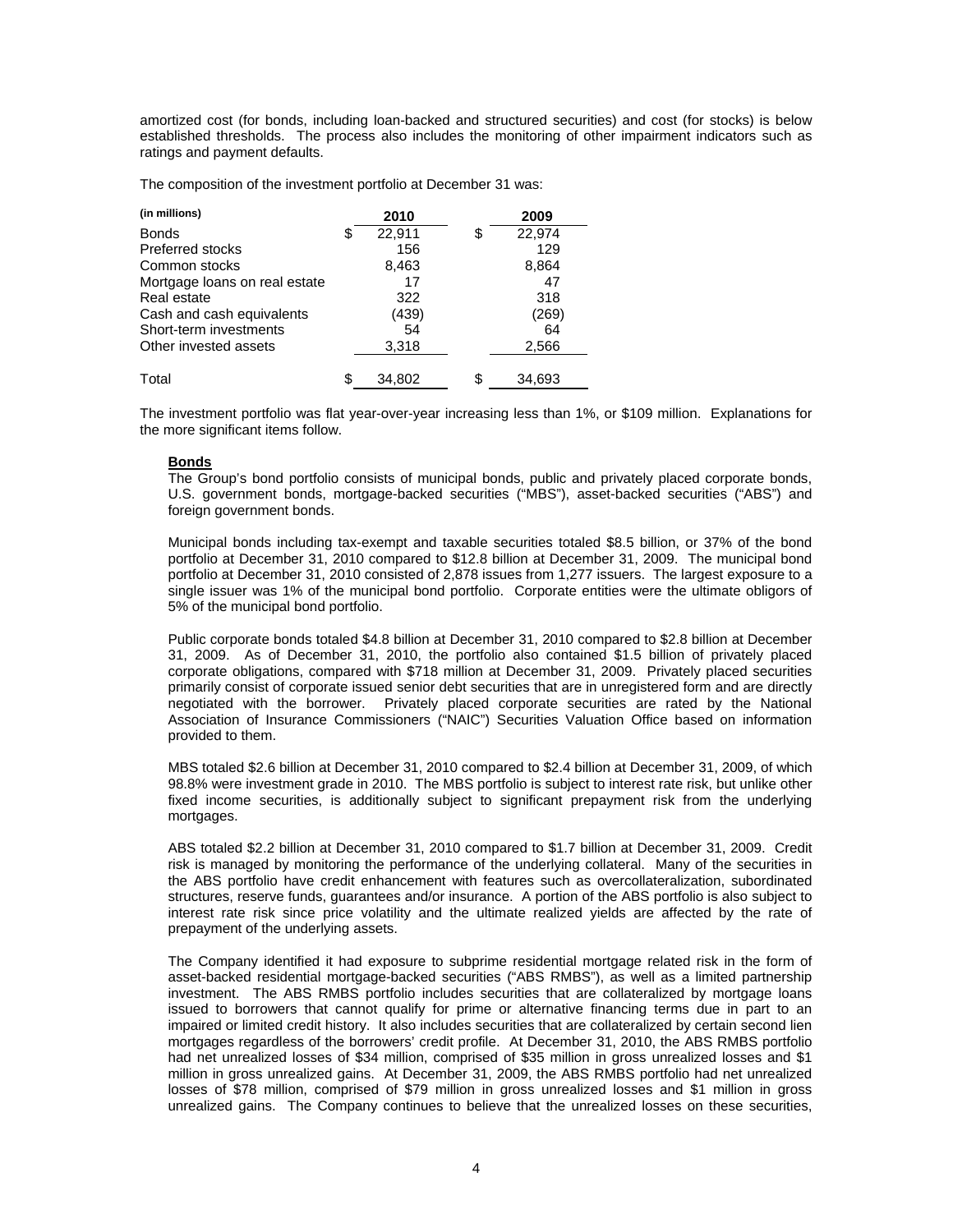amortized cost (for bonds, including loan-backed and structured securities) and cost (for stocks) is below established thresholds. The process also includes the monitoring of other impairment indicators such as ratings and payment defaults.

The composition of the investment portfolio at December 31 was:

| (in millions) | 2010 | 2009 |
|---|---|---|
| Bonds | $ 22,911 | $ 22,974 |
| Preferred stocks | 156 | 129 |
| Common stocks | 8,463 | 8,864 |
| Mortgage loans on real estate | 17 | 47 |
| Real estate | 322 | 318 |
| Cash and cash equivalents | (439) | (269) |
| Short-term investments | 54 | 64 |
| Other invested assets | 3,318 | 2,566 |
| Total | $ 34,802 | $ 34,693 |

The investment portfolio was flat year-over-year increasing less than 1%, or $109 million. Explanations for the more significant items follow.

**Bonds**

The Group's bond portfolio consists of municipal bonds, public and privately placed corporate bonds, U.S. government bonds, mortgage-backed securities ("MBS"), asset-backed securities ("ABS") and foreign government bonds.

Municipal bonds including tax-exempt and taxable securities totaled $8.5 billion, or 37% of the bond portfolio at December 31, 2010 compared to $12.8 billion at December 31, 2009. The municipal bond portfolio at December 31, 2010 consisted of 2,878 issues from 1,277 issuers. The largest exposure to a single issuer was 1% of the municipal bond portfolio. Corporate entities were the ultimate obligors of 5% of the municipal bond portfolio.

Public corporate bonds totaled $4.8 billion at December 31, 2010 compared to $2.8 billion at December 31, 2009. As of December 31, 2010, the portfolio also contained $1.5 billion of privately placed corporate obligations, compared with $718 million at December 31, 2009. Privately placed securities primarily consist of corporate issued senior debt securities that are in unregistered form and are directly negotiated with the borrower. Privately placed corporate securities are rated by the National Association of Insurance Commissioners ("NAIC") Securities Valuation Office based on information provided to them.

MBS totaled $2.6 billion at December 31, 2010 compared to $2.4 billion at December 31, 2009, of which 98.8% were investment grade in 2010. The MBS portfolio is subject to interest rate risk, but unlike other fixed income securities, is additionally subject to significant prepayment risk from the underlying mortgages.

ABS totaled $2.2 billion at December 31, 2010 compared to $1.7 billion at December 31, 2009. Credit risk is managed by monitoring the performance of the underlying collateral. Many of the securities in the ABS portfolio have credit enhancement with features such as overcollateralization, subordinated structures, reserve funds, guarantees and/or insurance. A portion of the ABS portfolio is also subject to interest rate risk since price volatility and the ultimate realized yields are affected by the rate of prepayment of the underlying assets.

The Company identified it had exposure to subprime residential mortgage related risk in the form of asset-backed residential mortgage-backed securities ("ABS RMBS"), as well as a limited partnership investment. The ABS RMBS portfolio includes securities that are collateralized by mortgage loans issued to borrowers that cannot qualify for prime or alternative financing terms due in part to an impaired or limited credit history. It also includes securities that are collateralized by certain second lien mortgages regardless of the borrowers' credit profile. At December 31, 2010, the ABS RMBS portfolio had net unrealized losses of $34 million, comprised of $35 million in gross unrealized losses and $1 million in gross unrealized gains. At December 31, 2009, the ABS RMBS portfolio had net unrealized losses of $78 million, comprised of $79 million in gross unrealized losses and $1 million in gross unrealized gains. The Company continues to believe that the unrealized losses on these securities,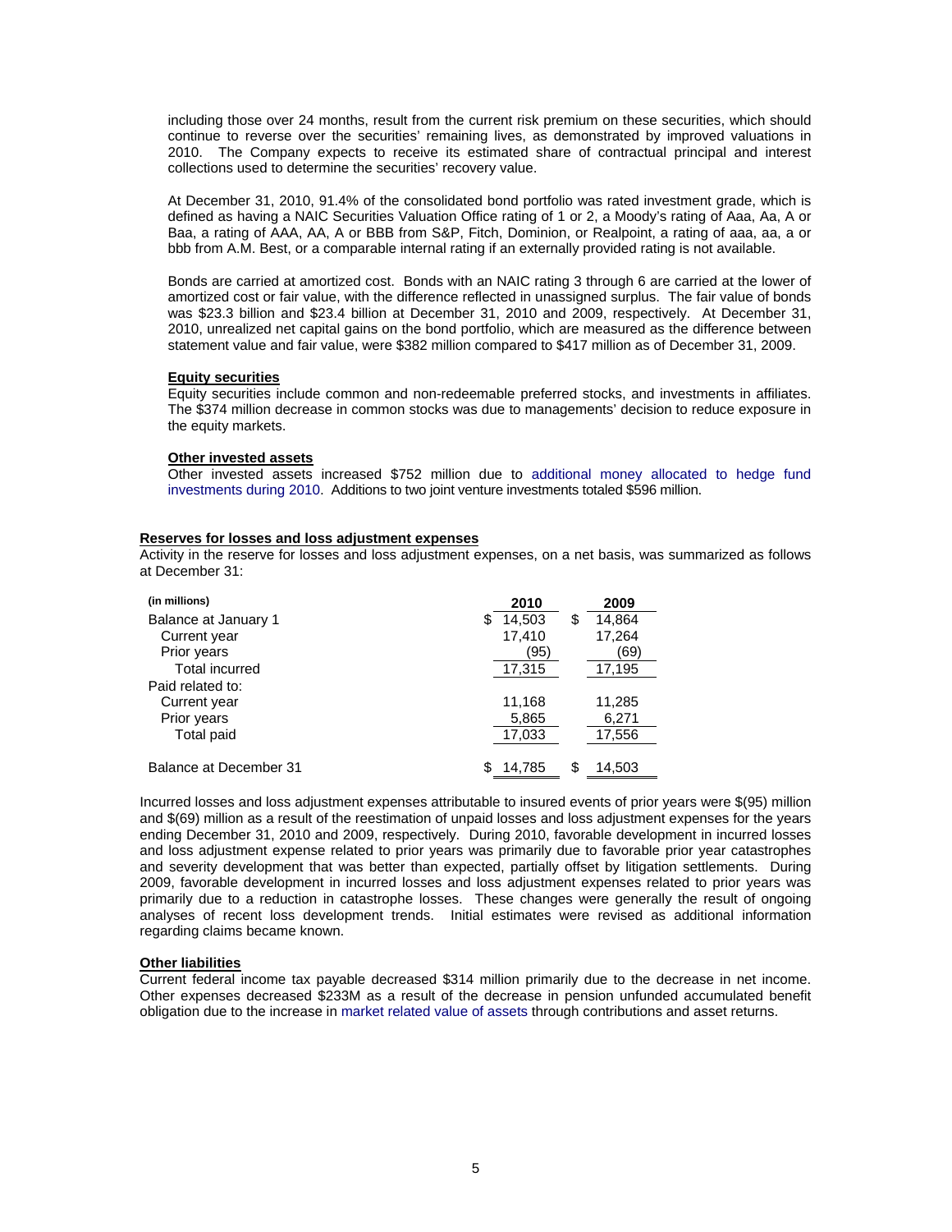including those over 24 months, result from the current risk premium on these securities, which should continue to reverse over the securities' remaining lives, as demonstrated by improved valuations in 2010. The Company expects to receive its estimated share of contractual principal and interest collections used to determine the securities' recovery value.

At December 31, 2010, 91.4% of the consolidated bond portfolio was rated investment grade, which is defined as having a NAIC Securities Valuation Office rating of 1 or 2, a Moody's rating of Aaa, Aa, A or Baa, a rating of AAA, AA, A or BBB from S&P, Fitch, Dominion, or Realpoint, a rating of aaa, aa, a or bbb from A.M. Best, or a comparable internal rating if an externally provided rating is not available.

Bonds are carried at amortized cost. Bonds with an NAIC rating 3 through 6 are carried at the lower of amortized cost or fair value, with the difference reflected in unassigned surplus. The fair value of bonds was $23.3 billion and $23.4 billion at December 31, 2010 and 2009, respectively. At December 31, 2010, unrealized net capital gains on the bond portfolio, which are measured as the difference between statement value and fair value, were $382 million compared to $417 million as of December 31, 2009.

**Equity securities**

Equity securities include common and non-redeemable preferred stocks, and investments in affiliates. The $374 million decrease in common stocks was due to managements' decision to reduce exposure in the equity markets.

**Other invested assets**

Other invested assets increased $752 million due to additional money allocated to hedge fund investments during 2010. Additions to two joint venture investments totaled $596 million.

**Reserves for losses and loss adjustment expenses**

Activity in the reserve for losses and loss adjustment expenses, on a net basis, was summarized as follows at December 31:

| (in millions) | 2010 | 2009 |
|---|---|---|
| Balance at January 1 | $ 14,503 | $ 14,864 |
| Current year | 17,410 | 17,264 |
| Prior years | (95) | (69) |
| Total incurred | 17,315 | 17,195 |
| Paid related to: | | |
| Current year | 11,168 | 11,285 |
| Prior years | 5,865 | 6,271 |
| Total paid | 17,033 | 17,556 |
| Balance at December 31 | $ 14,785 | $ 14,503 |

Incurred losses and loss adjustment expenses attributable to insured events of prior years were $(95) million and $(69) million as a result of the reestimation of unpaid losses and loss adjustment expenses for the years ending December 31, 2010 and 2009, respectively. During 2010, favorable development in incurred losses and loss adjustment expense related to prior years was primarily due to favorable prior year catastrophes and severity development that was better than expected, partially offset by litigation settlements. During 2009, favorable development in incurred losses and loss adjustment expenses related to prior years was primarily due to a reduction in catastrophe losses. These changes were generally the result of ongoing analyses of recent loss development trends. Initial estimates were revised as additional information regarding claims became known.

**Other liabilities**

Current federal income tax payable decreased $314 million primarily due to the decrease in net income. Other expenses decreased $233M as a result of the decrease in pension unfunded accumulated benefit obligation due to the increase in market related value of assets through contributions and asset returns.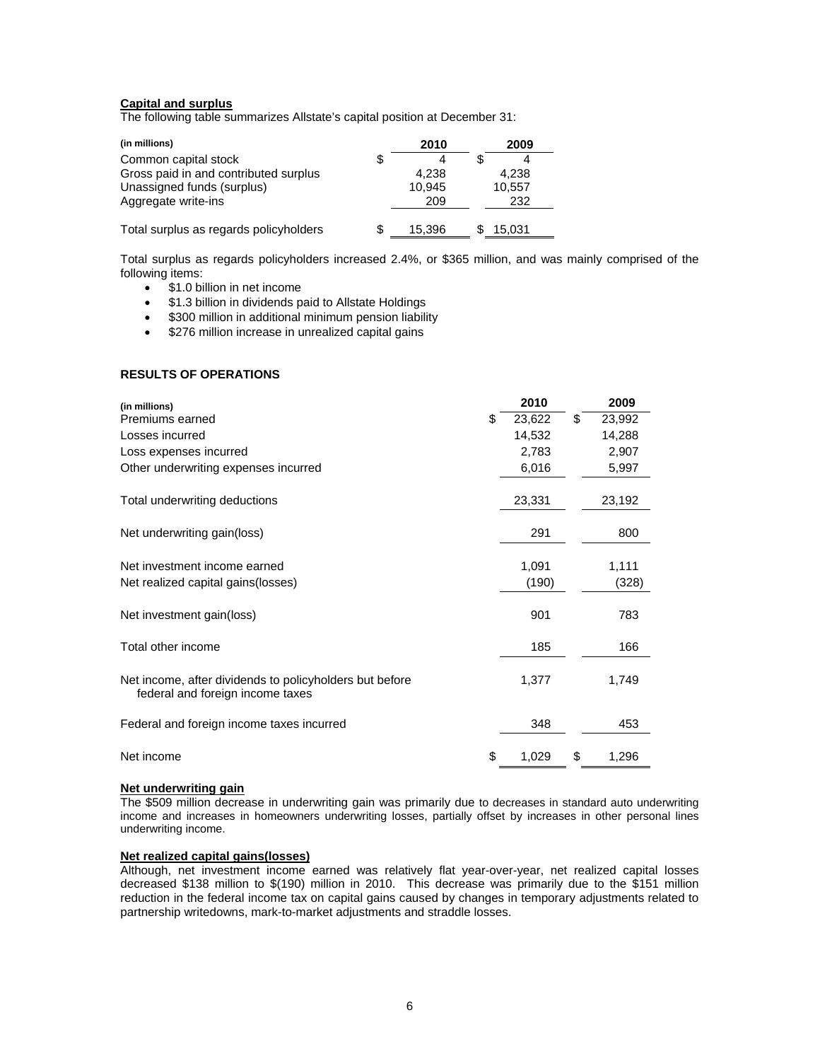**Capital and surplus**

The following table summarizes Allstate's capital position at December 31:

| (in millions) | 2010 | 2009 |
|---|---|---|
| Common capital stock | $ 4 | $ 4 |
| Gross paid in and contributed surplus | 4,238 | 4,238 |
| Unassigned funds (surplus) | 10,945 | 10,557 |
| Aggregate write-ins | 209 | 232 |
| Total surplus as regards policyholders | $ 15,396 | $ 15,031 |

Total surplus as regards policyholders increased 2.4%, or $365 million, and was mainly comprised of the following items:

- $1.0 billion in net income
- $1.3 billion in dividends paid to Allstate Holdings
- $300 million in additional minimum pension liability
- $276 million increase in unrealized capital gains

**RESULTS OF OPERATIONS**

| (in millions) | 2010 | 2009 |
|---|---|---|
| Premiums earned | $ 23,622 | $ 23,992 |
| Losses incurred | 14,532 | 14,288 |
| Loss expenses incurred | 2,783 | 2,907 |
| Other underwriting expenses incurred | 6,016 | 5,997 |
| Total underwriting deductions | 23,331 | 23,192 |
| Net underwriting gain(loss) | 291 | 800 |
| Net investment income earned | 1,091 | 1,111 |
| Net realized capital gains(losses) | (190) | (328) |
| Net investment gain(loss) | 901 | 783 |
| Total other income | 185 | 166 |
| Net income, after dividends to policyholders but before federal and foreign income taxes | 1,377 | 1,749 |
| Federal and foreign income taxes incurred | 348 | 453 |
| Net income | $ 1,029 | $ 1,296 |

**Net underwriting gain**

The $509 million decrease in underwriting gain was primarily due to decreases in standard auto underwriting income and increases in homeowners underwriting losses, partially offset by increases in other personal lines underwriting income.

**Net realized capital gains(losses)**

Although, net investment income earned was relatively flat year-over-year, net realized capital losses decreased $138 million to $(190) million in 2010. This decrease was primarily due to the $151 million reduction in the federal income tax on capital gains caused by changes in temporary adjustments related to partnership writedowns, mark-to-market adjustments and straddle losses.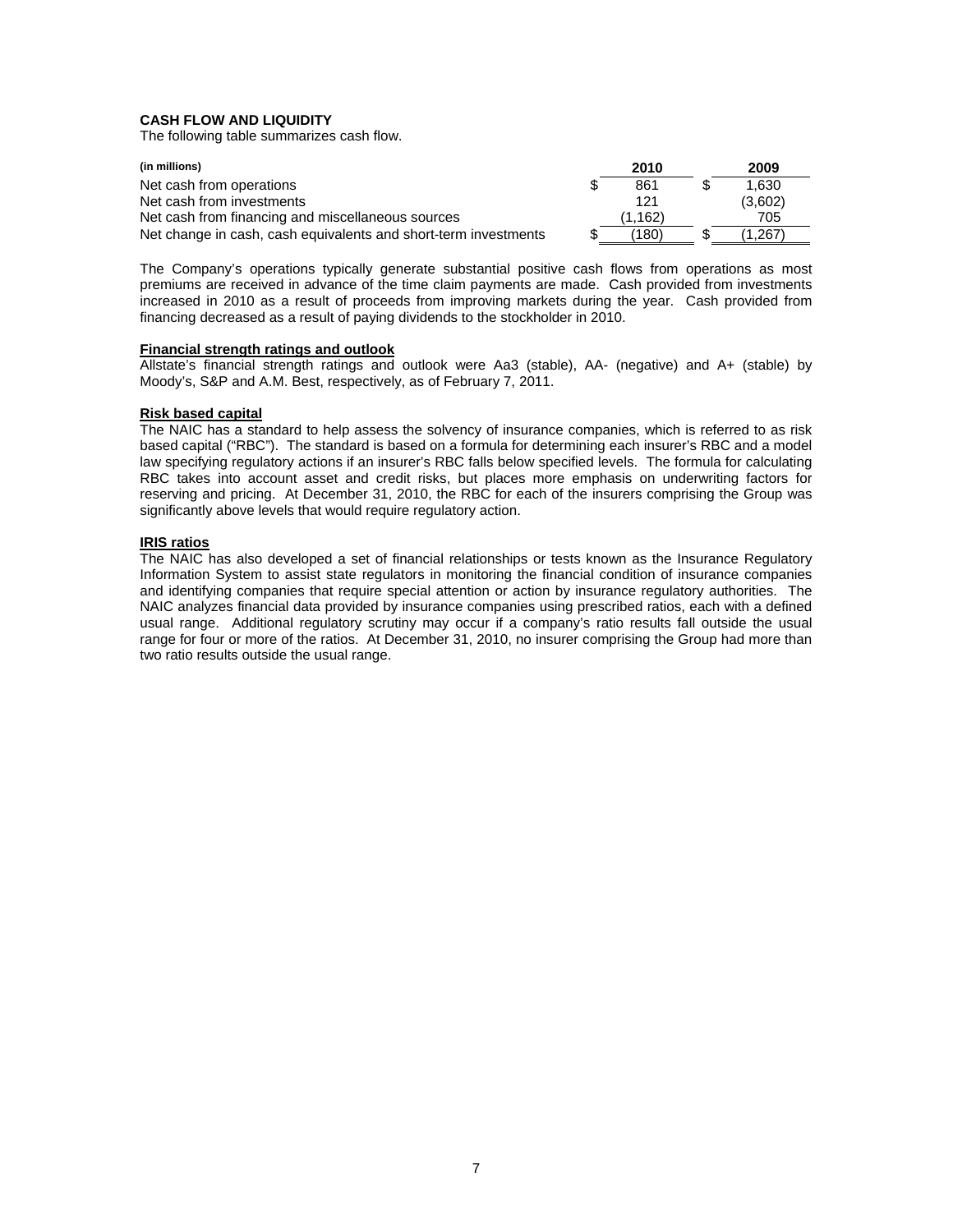## CASH FLOW AND LIQUIDITY

The following table summarizes cash flow.

| (in millions) | 2010 | 2009 |
|---|---|---|
| Net cash from operations | $ 861 | $ 1,630 |
| Net cash from investments | 121 | (3,602) |
| Net cash from financing and miscellaneous sources | (1,162) | 705 |
| Net change in cash, cash equivalents and short-term investments | $ (180) | $ (1,267) |

The Company's operations typically generate substantial positive cash flows from operations as most premiums are received in advance of the time claim payments are made. Cash provided from investments increased in 2010 as a result of proceeds from improving markets during the year. Cash provided from financing decreased as a result of paying dividends to the stockholder in 2010.

**Financial strength ratings and outlook**

Allstate's financial strength ratings and outlook were Aa3 (stable), AA- (negative) and A+ (stable) by Moody's, S&P and A.M. Best, respectively, as of February 7, 2011.

**Risk based capital**

The NAIC has a standard to help assess the solvency of insurance companies, which is referred to as risk based capital ("RBC"). The standard is based on a formula for determining each insurer's RBC and a model law specifying regulatory actions if an insurer's RBC falls below specified levels. The formula for calculating RBC takes into account asset and credit risks, but places more emphasis on underwriting factors for reserving and pricing. At December 31, 2010, the RBC for each of the insurers comprising the Group was significantly above levels that would require regulatory action.

**IRIS ratios**

The NAIC has also developed a set of financial relationships or tests known as the Insurance Regulatory Information System to assist state regulators in monitoring the financial condition of insurance companies and identifying companies that require special attention or action by insurance regulatory authorities. The NAIC analyzes financial data provided by insurance companies using prescribed ratios, each with a defined usual range. Additional regulatory scrutiny may occur if a company's ratio results fall outside the usual range for four or more of the ratios. At December 31, 2010, no insurer comprising the Group had more than two ratio results outside the usual range.